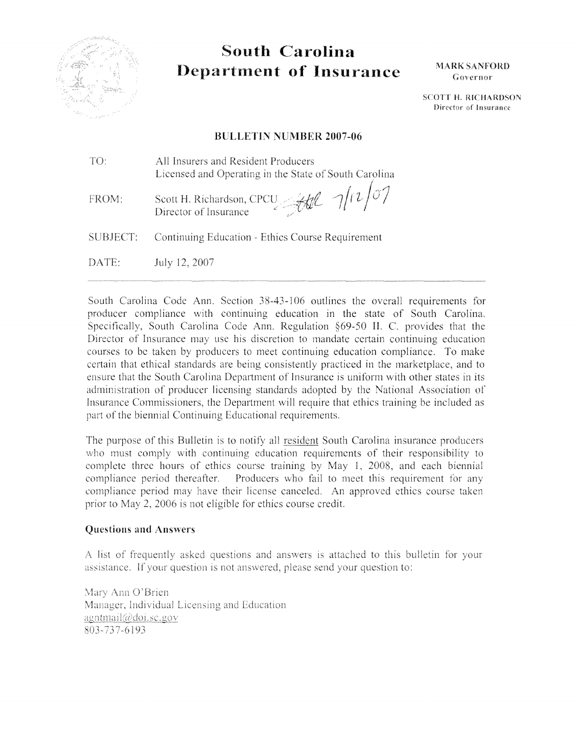# South Carolina Department of Insurance

MARK SANFORD
Governor

SCOTT H. RICHARDSON
Director of Insurance

## BULLETIN NUMBER 2007-06

| | |
|---|---|
| TO: | All Insurers and Resident Producers Licensed and Operating in the State of South Carolina |
| FROM: | Scott H. Richardson, CPCU 7/12/07 Director of Insurance |
| SUBJECT: | Continuing Education - Ethics Course Requirement |
| DATE: | July 12, 2007 |

South Carolina Code Ann. Section 38-43-106 outlines the overall requirements for producer compliance with continuing education in the state of South Carolina. Specifically, South Carolina Code Ann. Regulation §69-50 II. C. provides that the Director of Insurance may use his discretion to mandate certain continuing education courses to be taken by producers to meet continuing education compliance. To make certain that ethical standards are being consistently practiced in the marketplace, and to ensure that the South Carolina Department of Insurance is uniform with other states in its administration of producer licensing standards adopted by the National Association of Insurance Commissioners, the Department will require that ethics training be included as part of the biennial Continuing Educational requirements.

The purpose of this Bulletin is to notify all resident South Carolina insurance producers who must comply with continuing education requirements of their responsibility to complete three hours of ethics course training by May 1, 2008, and each biennial compliance period thereafter. Producers who fail to meet this requirement for any compliance period may have their license canceled. An approved ethics course taken prior to May 2, 2006 is not eligible for ethics course credit.

### Questions and Answers

A list of frequently asked questions and answers is attached to this bulletin for your assistance. If your question is not answered, please send your question to:

Mary Ann O'Brien
Manager, Individual Licensing and Education
agntmail@doi.sc.gov
803-737-6193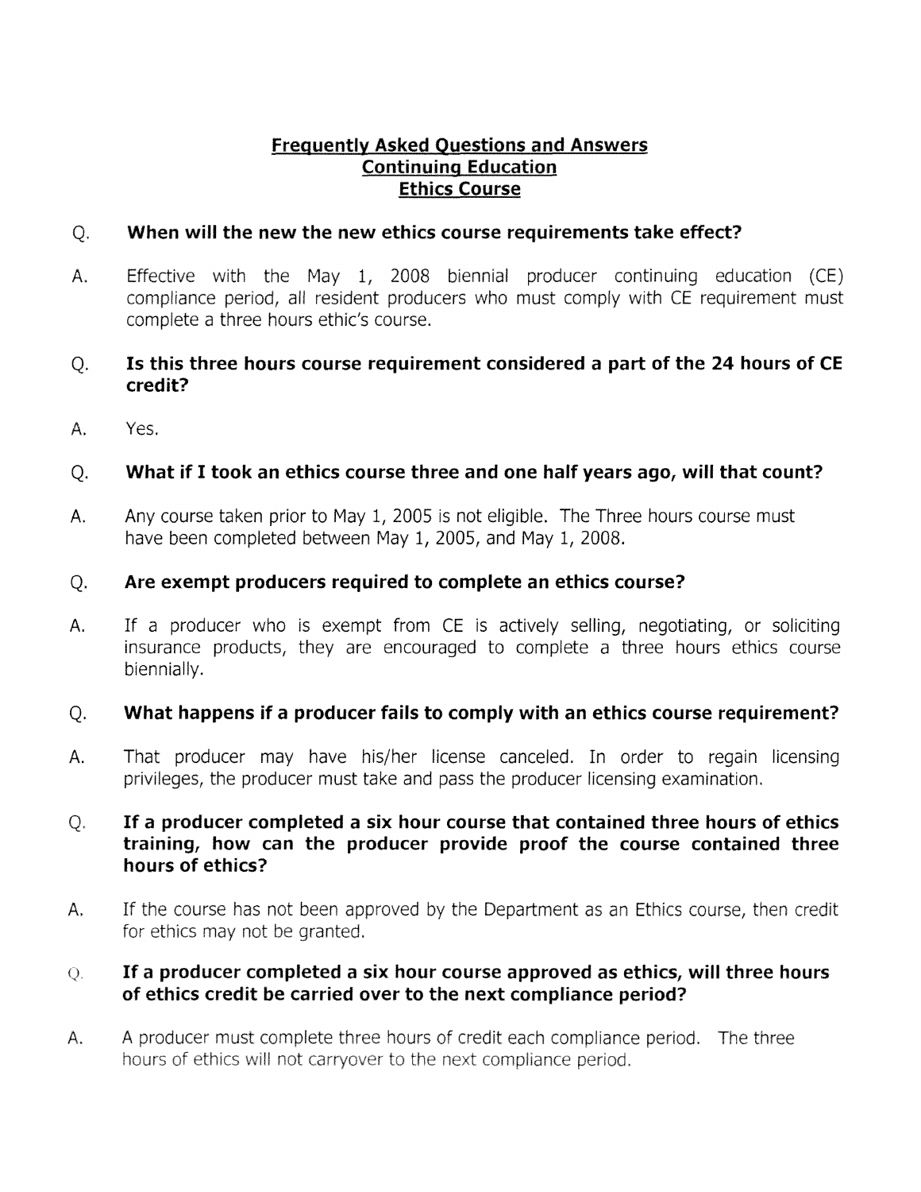# Frequently Asked Questions and Answers
## Continuing Education
## Ethics Course

Q. **When will the new the new ethics course requirements take effect?**

A. Effective with the May 1, 2008 biennial producer continuing education (CE) compliance period, all resident producers who must comply with CE requirement must complete a three hours ethic's course.

Q. **Is this three hours course requirement considered a part of the 24 hours of CE credit?**

A. Yes.

Q. **What if I took an ethics course three and one half years ago, will that count?**

A. Any course taken prior to May 1, 2005 is not eligible. The Three hours course must have been completed between May 1, 2005, and May 1, 2008.

Q. **Are exempt producers required to complete an ethics course?**

A. If a producer who is exempt from CE is actively selling, negotiating, or soliciting insurance products, they are encouraged to complete a three hours ethics course biennially.

Q. **What happens if a producer fails to comply with an ethics course requirement?**

A. That producer may have his/her license canceled. In order to regain licensing privileges, the producer must take and pass the producer licensing examination.

Q. **If a producer completed a six hour course that contained three hours of ethics training, how can the producer provide proof the course contained three hours of ethics?**

A. If the course has not been approved by the Department as an Ethics course, then credit for ethics may not be granted.

Q. **If a producer completed a six hour course approved as ethics, will three hours of ethics credit be carried over to the next compliance period?**

A. A producer must complete three hours of credit each compliance period. The three hours of ethics will not carryover to the next compliance period.